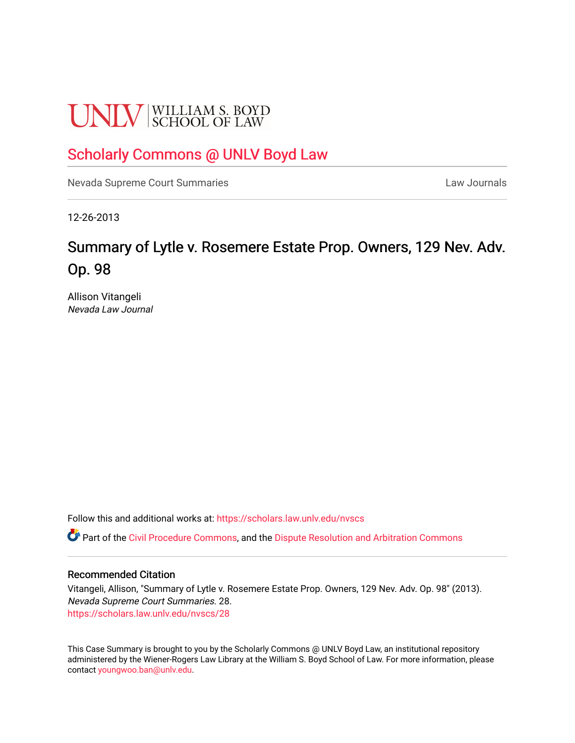UNLV | WILLIAM S. BOYD SCHOOL OF LAW

## Scholarly Commons @ UNLV Boyd Law

Nevada Supreme Court Summaries | Law Journals

12-26-2013

# Summary of Lytle v. Rosemere Estate Prop. Owners, 129 Nev. Adv. Op. 98

Allison Vitangeli
*Nevada Law Journal*

Follow this and additional works at: https://scholars.law.unlv.edu/nvscs

Part of the Civil Procedure Commons, and the Dispute Resolution and Arbitration Commons

### Recommended Citation

Vitangeli, Allison, "Summary of Lytle v. Rosemere Estate Prop. Owners, 129 Nev. Adv. Op. 98" (2013). *Nevada Supreme Court Summaries*. 28.
https://scholars.law.unlv.edu/nvscs/28

This Case Summary is brought to you by the Scholarly Commons @ UNLV Boyd Law, an institutional repository administered by the Wiener-Rogers Law Library at the William S. Boyd School of Law. For more information, please contact youngwoo.ban@unlv.edu.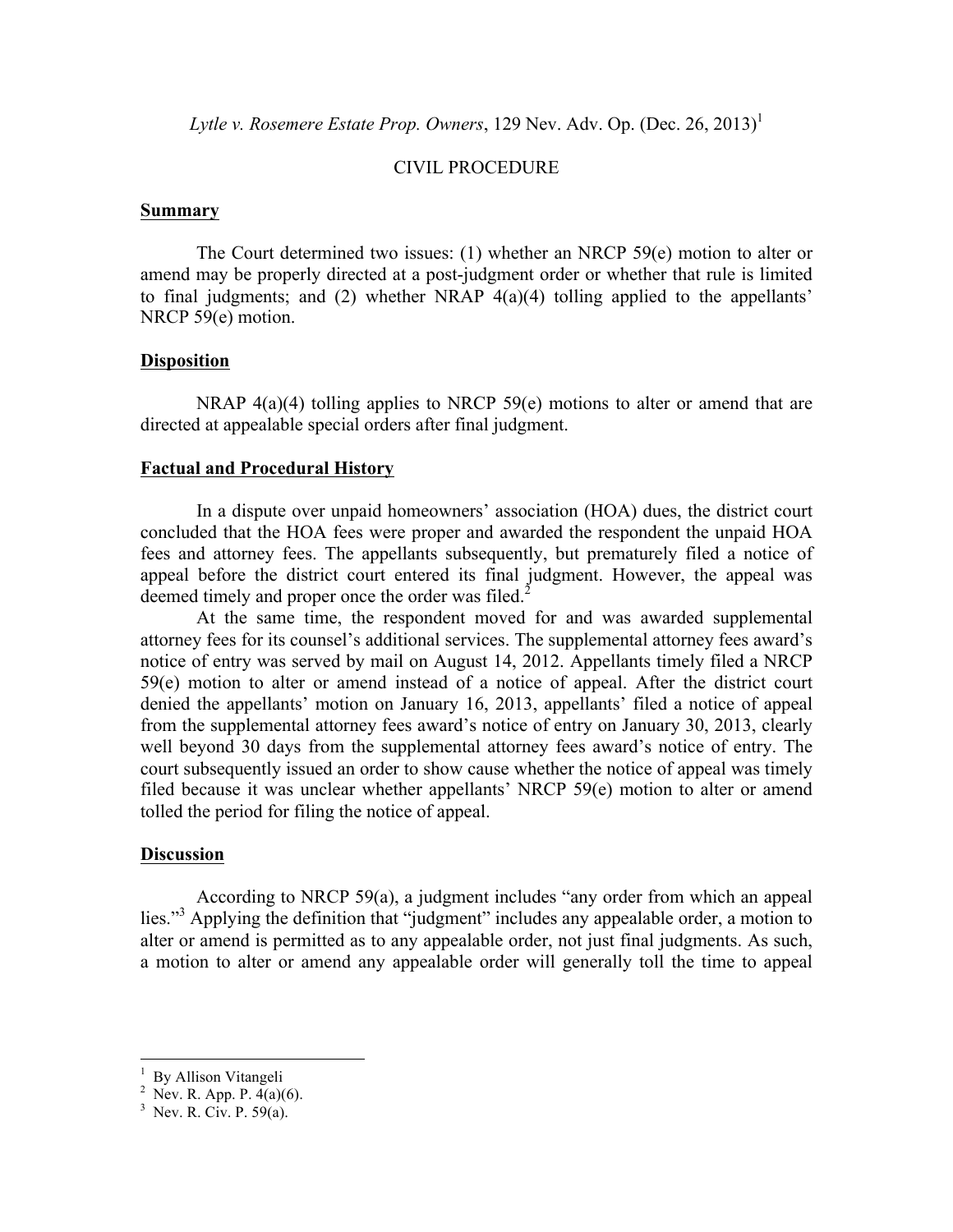*Lytle v. Rosemere Estate Prop. Owners*, 129 Nev. Adv. Op. (Dec. 26, 2013)[1]

CIVIL PROCEDURE

## **Summary**

The Court determined two issues: (1) whether an NRCP 59(e) motion to alter or amend may be properly directed at a post-judgment order or whether that rule is limited to final judgments; and (2) whether NRAP 4(a)(4) tolling applied to the appellants' NRCP 59(e) motion.

## **Disposition**

NRAP 4(a)(4) tolling applies to NRCP 59(e) motions to alter or amend that are directed at appealable special orders after final judgment.

## **Factual and Procedural History**

In a dispute over unpaid homeowners' association (HOA) dues, the district court concluded that the HOA fees were proper and awarded the respondent the unpaid HOA fees and attorney fees. The appellants subsequently, but prematurely filed a notice of appeal before the district court entered its final judgment. However, the appeal was deemed timely and proper once the order was filed.[2]

At the same time, the respondent moved for and was awarded supplemental attorney fees for its counsel's additional services. The supplemental attorney fees award's notice of entry was served by mail on August 14, 2012. Appellants timely filed a NRCP 59(e) motion to alter or amend instead of a notice of appeal. After the district court denied the appellants' motion on January 16, 2013, appellants' filed a notice of appeal from the supplemental attorney fees award's notice of entry on January 30, 2013, clearly well beyond 30 days from the supplemental attorney fees award's notice of entry. The court subsequently issued an order to show cause whether the notice of appeal was timely filed because it was unclear whether appellants' NRCP 59(e) motion to alter or amend tolled the period for filing the notice of appeal.

## **Discussion**

According to NRCP 59(a), a judgment includes "any order from which an appeal lies."[3] Applying the definition that "judgment" includes any appealable order, a motion to alter or amend is permitted as to any appealable order, not just final judgments. As such, a motion to alter or amend any appealable order will generally toll the time to appeal

---

[1] By Allison Vitangeli

[2] Nev. R. App. P. 4(a)(6).

[3] Nev. R. Civ. P. 59(a).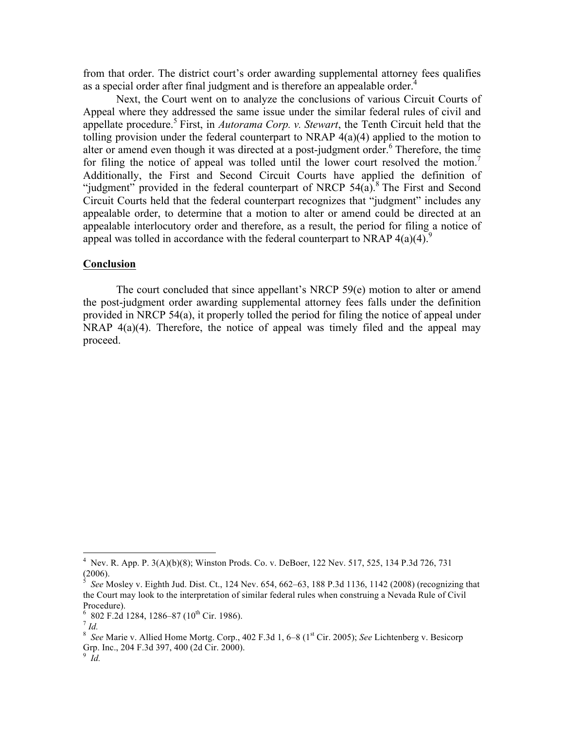from that order. The district court's order awarding supplemental attorney fees qualifies as a special order after final judgment and is therefore an appealable order.[4]

Next, the Court went on to analyze the conclusions of various Circuit Courts of Appeal where they addressed the same issue under the similar federal rules of civil and appellate procedure.[5] First, in *Autorama Corp. v. Stewart*, the Tenth Circuit held that the tolling provision under the federal counterpart to NRAP 4(a)(4) applied to the motion to alter or amend even though it was directed at a post-judgment order.[6] Therefore, the time for filing the notice of appeal was tolled until the lower court resolved the motion.[7] Additionally, the First and Second Circuit Courts have applied the definition of "judgment" provided in the federal counterpart of NRCP 54(a).[8] The First and Second Circuit Courts held that the federal counterpart recognizes that "judgment" includes any appealable order, to determine that a motion to alter or amend could be directed at an appealable interlocutory order and therefore, as a result, the period for filing a notice of appeal was tolled in accordance with the federal counterpart to NRAP 4(a)(4).[9]

## Conclusion

The court concluded that since appellant's NRCP 59(e) motion to alter or amend the post-judgment order awarding supplemental attorney fees falls under the definition provided in NRCP 54(a), it properly tolled the period for filing the notice of appeal under NRAP 4(a)(4). Therefore, the notice of appeal was timely filed and the appeal may proceed.

---

[4] Nev. R. App. P. 3(A)(b)(8); Winston Prods. Co. v. DeBoer, 122 Nev. 517, 525, 134 P.3d 726, 731 (2006).

[5] *See* Mosley v. Eighth Jud. Dist. Ct., 124 Nev. 654, 662–63, 188 P.3d 1136, 1142 (2008) (recognizing that the Court may look to the interpretation of similar federal rules when construing a Nevada Rule of Civil Procedure).

[6] 802 F.2d 1284, 1286–87 (10th Cir. 1986).

[7] *Id.*

[8] *See* Marie v. Allied Home Mortg. Corp., 402 F.3d 1, 6–8 (1st Cir. 2005); *See* Lichtenberg v. Besicorp Grp. Inc., 204 F.3d 397, 400 (2d Cir. 2000).

[9] *Id.*